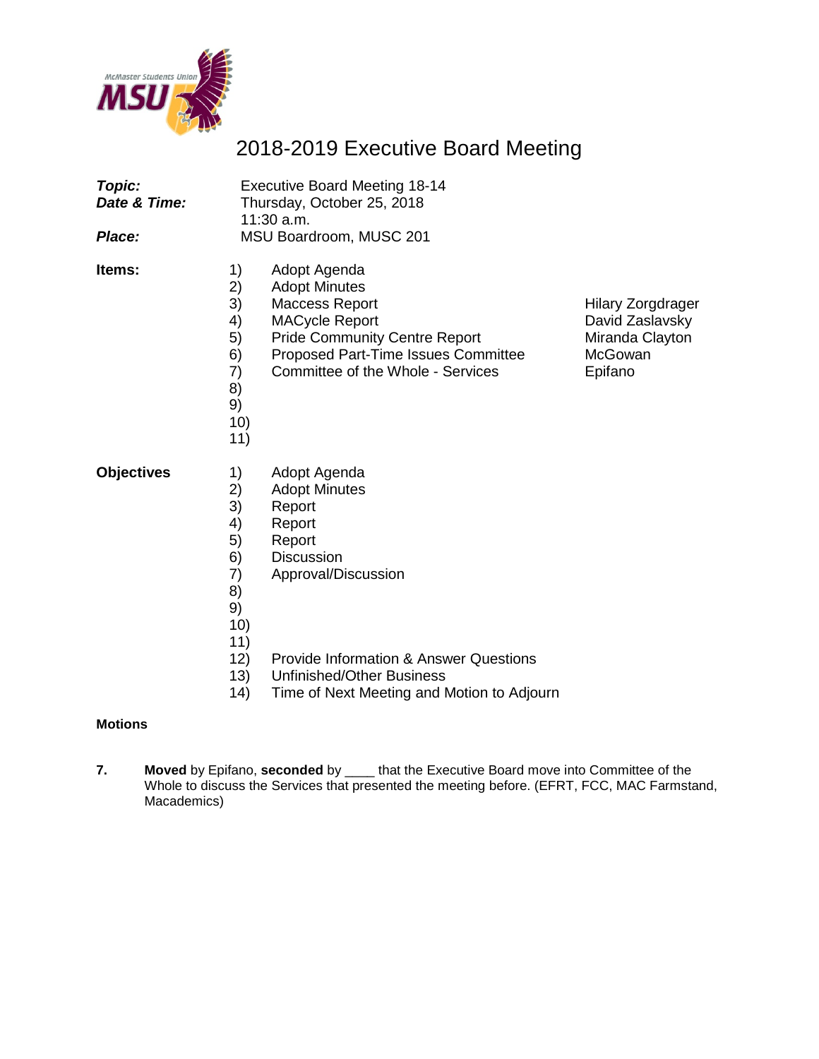# 2018-2019 Executive Board Meeting

| | |
|---|---|
| ***Topic:*** | Executive Board Meeting 18-14 |
| ***Date & Time:*** | Thursday, October 25, 2018<br>11:30 a.m. |
| ***Place:*** | MSU Boardroom, MUSC 201 |

**Items:**

| | | |
|---|---|---|
| 1) | Adopt Agenda | |
| 2) | Adopt Minutes | |
| 3) | Maccess Report | Hilary Zorgdrager |
| 4) | MACycle Report | David Zaslavsky |
| 5) | Pride Community Centre Report | Miranda Clayton |
| 6) | Proposed Part-Time Issues Committee | McGowan |
| 7) | Committee of the Whole - Services | Epifano |
| 8) | | |
| 9) | | |
| 10) | | |
| 11) | | |

**Objectives**

1) Adopt Agenda
2) Adopt Minutes
3) Report
4) Report
5) Report
6) Discussion
7) Approval/Discussion
8)
9)
10)
11)
12) Provide Information & Answer Questions
13) Unfinished/Other Business
14) Time of Next Meeting and Motion to Adjourn

**Motions**

**7.** **Moved** by Epifano, **seconded** by ____ that the Executive Board move into Committee of the Whole to discuss the Services that presented the meeting before. (EFRT, FCC, MAC Farmstand, Macademics)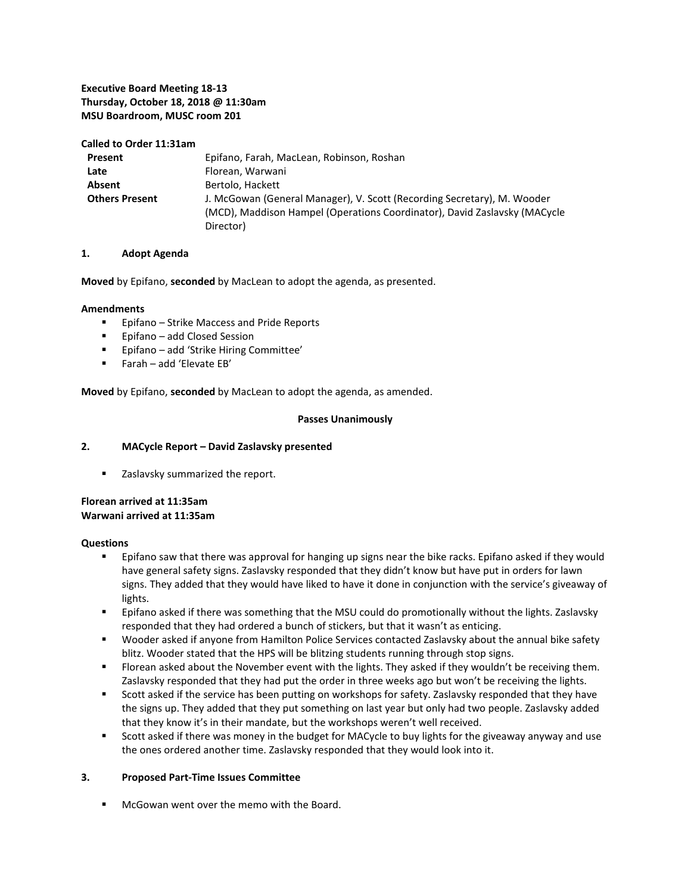**Executive Board Meeting 18-13**
**Thursday, October 18, 2018 @ 11:30am**
**MSU Boardroom, MUSC room 201**

**Called to Order 11:31am**

| | |
|---|---|
| **Present** | Epifano, Farah, MacLean, Robinson, Roshan |
| **Late** | Florean, Warwani |
| **Absent** | Bertolo, Hackett |
| **Others Present** | J. McGowan (General Manager), V. Scott (Recording Secretary), M. Wooder (MCD), Maddison Hampel (Operations Coordinator), David Zaslavsky (MACycle Director) |

**1. Adopt Agenda**

**Moved** by Epifano, **seconded** by MacLean to adopt the agenda, as presented.

**Amendments**

- Epifano – Strike Maccess and Pride Reports
- Epifano – add Closed Session
- Epifano – add 'Strike Hiring Committee'
- Farah – add 'Elevate EB'

**Moved** by Epifano, **seconded** by MacLean to adopt the agenda, as amended.

**Passes Unanimously**

**2. MACycle Report – David Zaslavsky presented**

- Zaslavsky summarized the report.

**Florean arrived at 11:35am**
**Warwani arrived at 11:35am**

**Questions**

- Epifano saw that there was approval for hanging up signs near the bike racks. Epifano asked if they would have general safety signs. Zaslavsky responded that they didn't know but have put in orders for lawn signs. They added that they would have liked to have it done in conjunction with the service's giveaway of lights.
- Epifano asked if there was something that the MSU could do promotionally without the lights. Zaslavsky responded that they had ordered a bunch of stickers, but that it wasn't as enticing.
- Wooder asked if anyone from Hamilton Police Services contacted Zaslavsky about the annual bike safety blitz. Wooder stated that the HPS will be blitzing students running through stop signs.
- Florean asked about the November event with the lights. They asked if they wouldn't be receiving them. Zaslavsky responded that they had put the order in three weeks ago but won't be receiving the lights.
- Scott asked if the service has been putting on workshops for safety. Zaslavsky responded that they have the signs up. They added that they put something on last year but only had two people. Zaslavsky added that they know it's in their mandate, but the workshops weren't well received.
- Scott asked if there was money in the budget for MACycle to buy lights for the giveaway anyway and use the ones ordered another time. Zaslavsky responded that they would look into it.

**3. Proposed Part-Time Issues Committee**

- McGowan went over the memo with the Board.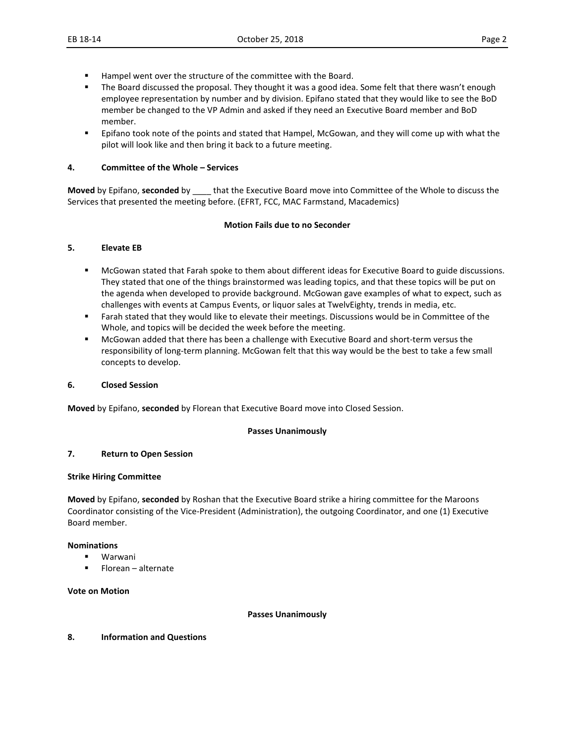- Hampel went over the structure of the committee with the Board.
- The Board discussed the proposal. They thought it was a good idea. Some felt that there wasn't enough employee representation by number and by division. Epifano stated that they would like to see the BoD member be changed to the VP Admin and asked if they need an Executive Board member and BoD member.
- Epifano took note of the points and stated that Hampel, McGowan, and they will come up with what the pilot will look like and then bring it back to a future meeting.

## 4. Committee of the Whole – Services

**Moved** by Epifano, **seconded** by ____ that the Executive Board move into Committee of the Whole to discuss the Services that presented the meeting before. (EFRT, FCC, MAC Farmstand, Macademics)

**Motion Fails due to no Seconder**

## 5. Elevate EB

- McGowan stated that Farah spoke to them about different ideas for Executive Board to guide discussions. They stated that one of the things brainstormed was leading topics, and that these topics will be put on the agenda when developed to provide background. McGowan gave examples of what to expect, such as challenges with events at Campus Events, or liquor sales at TwelvEighty, trends in media, etc.
- Farah stated that they would like to elevate their meetings. Discussions would be in Committee of the Whole, and topics will be decided the week before the meeting.
- McGowan added that there has been a challenge with Executive Board and short-term versus the responsibility of long-term planning. McGowan felt that this way would be the best to take a few small concepts to develop.

## 6. Closed Session

**Moved** by Epifano, **seconded** by Florean that Executive Board move into Closed Session.

**Passes Unanimously**

## 7. Return to Open Session

**Strike Hiring Committee**

**Moved** by Epifano, **seconded** by Roshan that the Executive Board strike a hiring committee for the Maroons Coordinator consisting of the Vice-President (Administration), the outgoing Coordinator, and one (1) Executive Board member.

**Nominations**

- Warwani
- Florean – alternate

**Vote on Motion**

**Passes Unanimously**

## 8. Information and Questions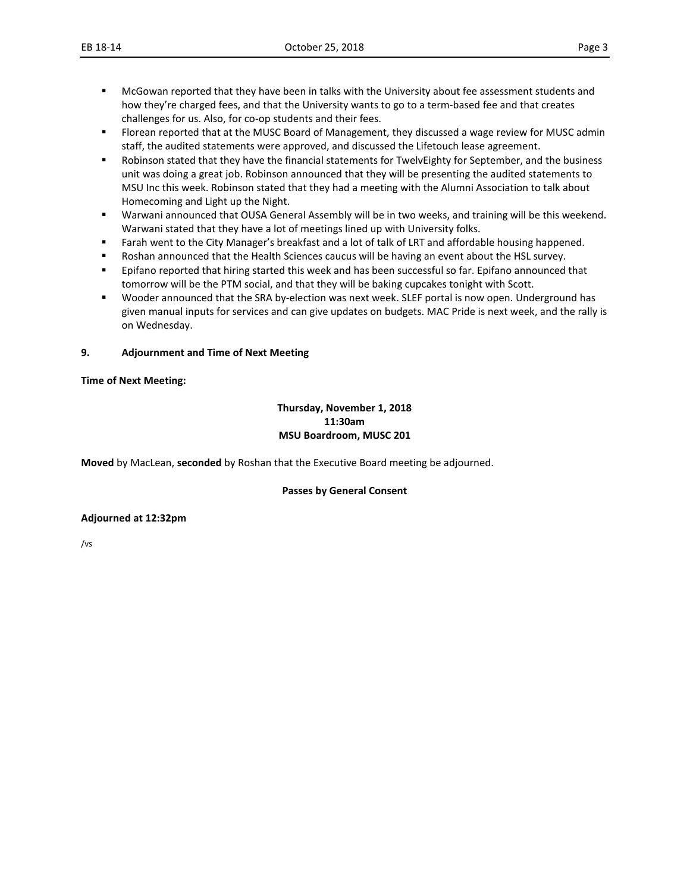- McGowan reported that they have been in talks with the University about fee assessment students and how they're charged fees, and that the University wants to go to a term-based fee and that creates challenges for us. Also, for co-op students and their fees.
- Florean reported that at the MUSC Board of Management, they discussed a wage review for MUSC admin staff, the audited statements were approved, and discussed the Lifetouch lease agreement.
- Robinson stated that they have the financial statements for TwelvEighty for September, and the business unit was doing a great job. Robinson announced that they will be presenting the audited statements to MSU Inc this week. Robinson stated that they had a meeting with the Alumni Association to talk about Homecoming and Light up the Night.
- Warwani announced that OUSA General Assembly will be in two weeks, and training will be this weekend. Warwani stated that they have a lot of meetings lined up with University folks.
- Farah went to the City Manager's breakfast and a lot of talk of LRT and affordable housing happened.
- Roshan announced that the Health Sciences caucus will be having an event about the HSL survey.
- Epifano reported that hiring started this week and has been successful so far. Epifano announced that tomorrow will be the PTM social, and that they will be baking cupcakes tonight with Scott.
- Wooder announced that the SRA by-election was next week. SLEF portal is now open. Underground has given manual inputs for services and can give updates on budgets. MAC Pride is next week, and the rally is on Wednesday.

**9. Adjournment and Time of Next Meeting**

**Time of Next Meeting:**

**Thursday, November 1, 2018**
**11:30am**
**MSU Boardroom, MUSC 201**

**Moved** by MacLean, **seconded** by Roshan that the Executive Board meeting be adjourned.

**Passes by General Consent**

**Adjourned at 12:32pm**

/vs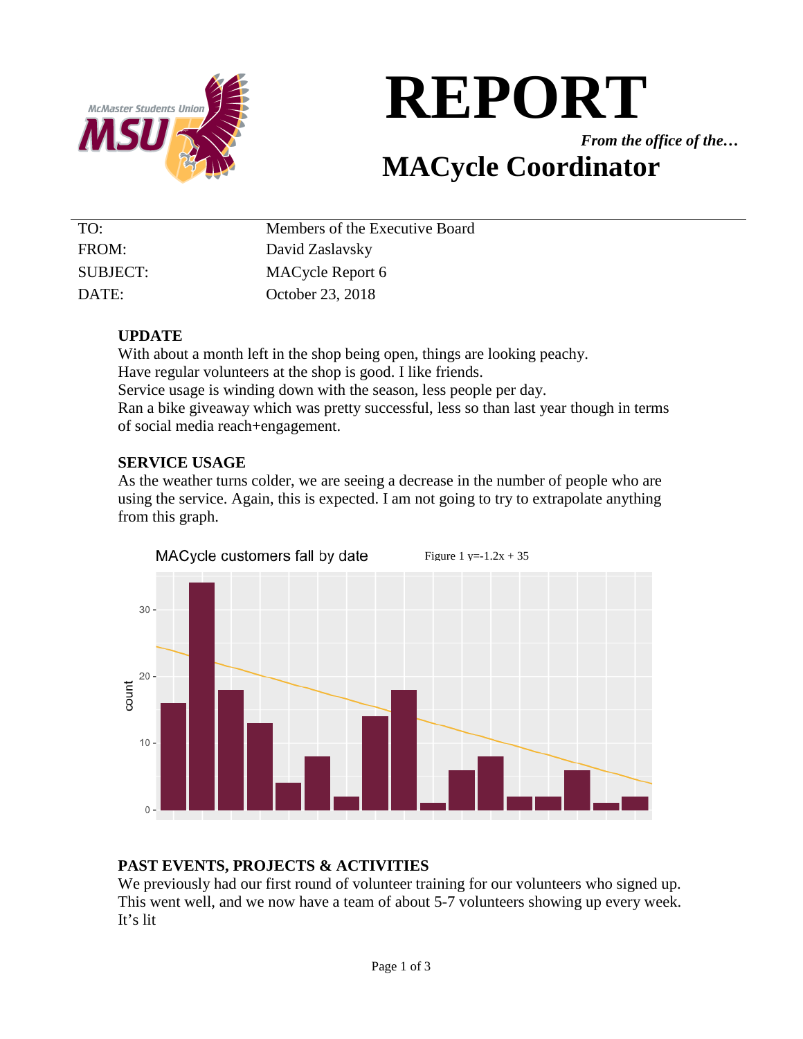# REPORT

***From the office of the…***

# MACycle Coordinator

| | |
|---|---|
| TO: | Members of the Executive Board |
| FROM: | David Zaslavsky |
| SUBJECT: | MACycle Report 6 |
| DATE: | October 23, 2018 |

**UPDATE**

With about a month left in the shop being open, things are looking peachy.
Have regular volunteers at the shop is good. I like friends.
Service usage is winding down with the season, less people per day.
Ran a bike giveaway which was pretty successful, less so than last year though in terms of social media reach+engagement.

**SERVICE USAGE**

As the weather turns colder, we are seeing a decrease in the number of people who are using the service. Again, this is expected. I am not going to try to extrapolate anything from this graph.

MACycle customers fall by date

Figure 1 $y=-1.2x + 35$

**PAST EVENTS, PROJECTS & ACTIVITIES**

We previously had our first round of volunteer training for our volunteers who signed up. This went well, and we now have a team of about 5-7 volunteers showing up every week. It's lit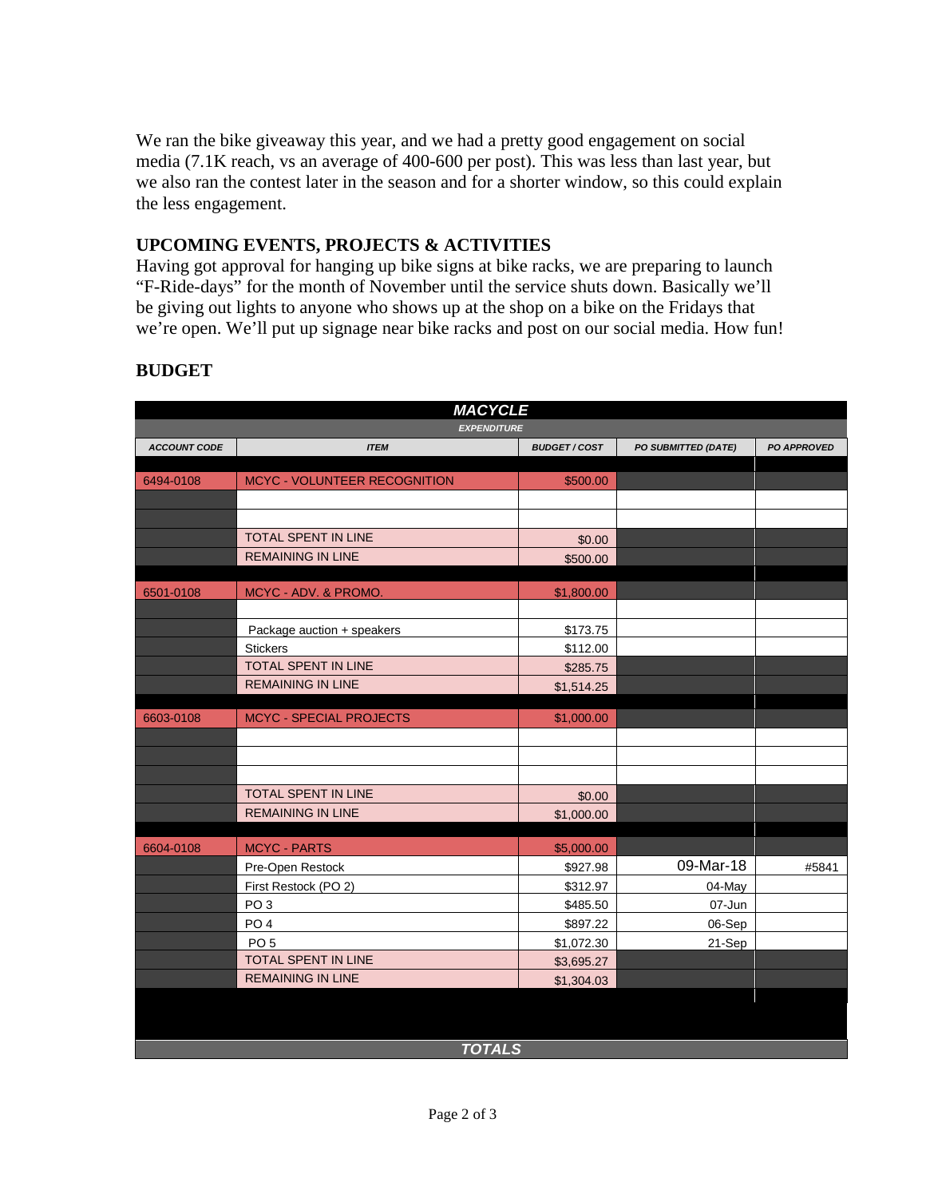We ran the bike giveaway this year, and we had a pretty good engagement on social media (7.1K reach, vs an average of 400-600 per post). This was less than last year, but we also ran the contest later in the season and for a shorter window, so this could explain the less engagement.

## UPCOMING EVENTS, PROJECTS & ACTIVITIES

Having got approval for hanging up bike signs at bike racks, we are preparing to launch "F-Ride-days" for the month of November until the service shuts down. Basically we'll be giving out lights to anyone who shows up at the shop on a bike on the Fridays that we're open. We'll put up signage near bike racks and post on our social media. How fun!

## BUDGET

| MACYCLE | | | | |
|---|---|---|---|---|
| EXPENDITURE | | | | |
| ACCOUNT CODE | ITEM | BUDGET / COST | PO SUBMITTED (DATE) | PO APPROVED |
| 6494-0108 | MCYC - VOLUNTEER RECOGNITION | $500.00 | | |
| | | | | |
| | | | | |
| | TOTAL SPENT IN LINE | $0.00 | | |
| | REMAINING IN LINE | $500.00 | | |
| 6501-0108 | MCYC - ADV. & PROMO. | $1,800.00 | | |
| | | | | |
| | Package auction + speakers | $173.75 | | |
| | Stickers | $112.00 | | |
| | TOTAL SPENT IN LINE | $285.75 | | |
| | REMAINING IN LINE | $1,514.25 | | |
| 6603-0108 | MCYC - SPECIAL PROJECTS | $1,000.00 | | |
| | | | | |
| | | | | |
| | | | | |
| | TOTAL SPENT IN LINE | $0.00 | | |
| | REMAINING IN LINE | $1,000.00 | | |
| 6604-0108 | MCYC - PARTS | $5,000.00 | | |
| | Pre-Open Restock | $927.98 | 09-Mar-18 | #5841 |
| | First Restock (PO 2) | $312.97 | 04-May | |
| | PO 3 | $485.50 | 07-Jun | |
| | PO 4 | $897.22 | 06-Sep | |
| | PO 5 | $1,072.30 | 21-Sep | |
| | TOTAL SPENT IN LINE | $3,695.27 | | |
| | REMAINING IN LINE | $1,304.03 | | |
| TOTALS | | | | |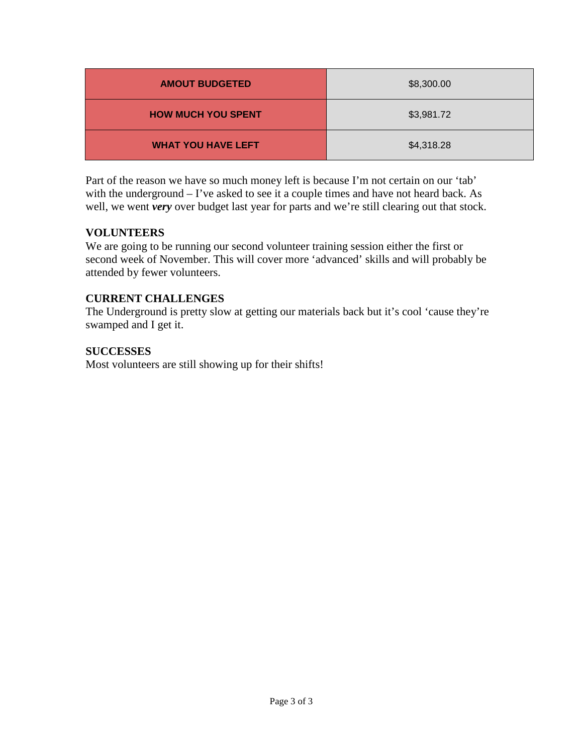| AMOUT BUDGETED | $8,300.00 |
| --- | --- |
| HOW MUCH YOU SPENT | $3,981.72 |
| WHAT YOU HAVE LEFT | $4,318.28 |

Part of the reason we have so much money left is because I'm not certain on our 'tab' with the underground – I've asked to see it a couple times and have not heard back. As well, we went ***very*** over budget last year for parts and we're still clearing out that stock.

**VOLUNTEERS**
We are going to be running our second volunteer training session either the first or second week of November. This will cover more 'advanced' skills and will probably be attended by fewer volunteers.

**CURRENT CHALLENGES**
The Underground is pretty slow at getting our materials back but it's cool 'cause they're swamped and I get it.

**SUCCESSES**
Most volunteers are still showing up for their shifts!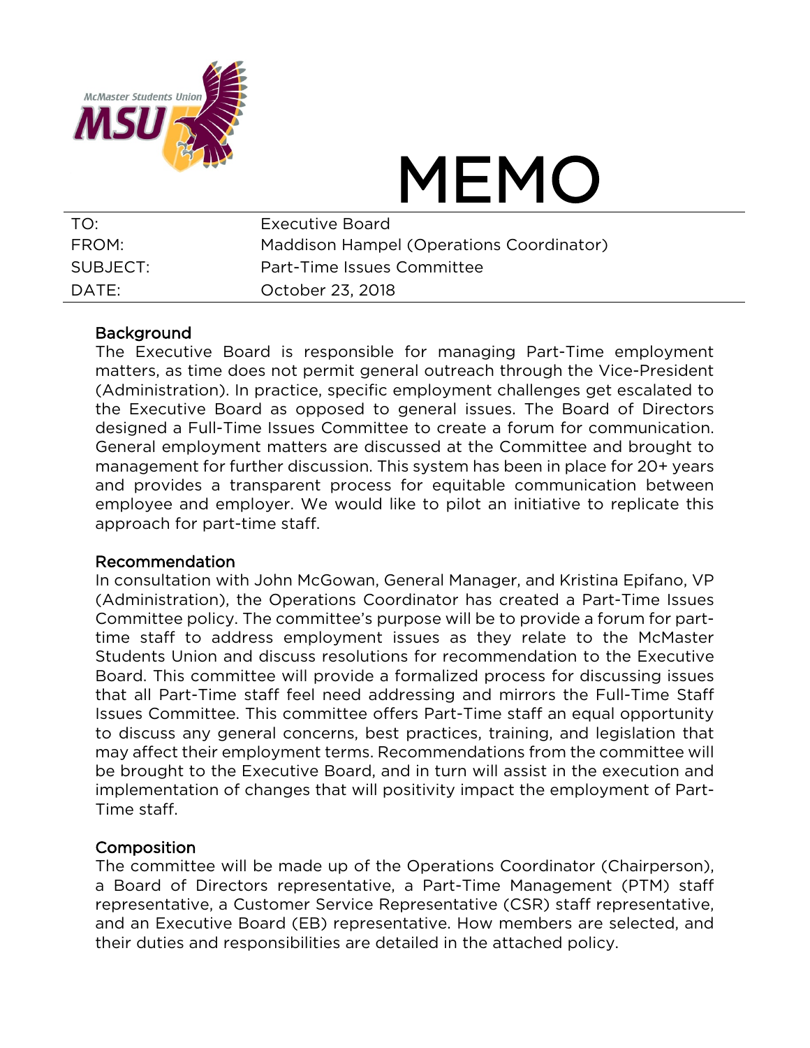# MEMO

| | |
|---|---|
| TO: | Executive Board |
| FROM: | Maddison Hampel (Operations Coordinator) |
| SUBJECT: | Part-Time Issues Committee |
| DATE: | October 23, 2018 |

## Background

The Executive Board is responsible for managing Part-Time employment matters, as time does not permit general outreach through the Vice-President (Administration). In practice, specific employment challenges get escalated to the Executive Board as opposed to general issues. The Board of Directors designed a Full-Time Issues Committee to create a forum for communication. General employment matters are discussed at the Committee and brought to management for further discussion. This system has been in place for 20+ years and provides a transparent process for equitable communication between employee and employer. We would like to pilot an initiative to replicate this approach for part-time staff.

## Recommendation

In consultation with John McGowan, General Manager, and Kristina Epifano, VP (Administration), the Operations Coordinator has created a Part-Time Issues Committee policy. The committee's purpose will be to provide a forum for part-time staff to address employment issues as they relate to the McMaster Students Union and discuss resolutions for recommendation to the Executive Board. This committee will provide a formalized process for discussing issues that all Part-Time staff feel need addressing and mirrors the Full-Time Staff Issues Committee. This committee offers Part-Time staff an equal opportunity to discuss any general concerns, best practices, training, and legislation that may affect their employment terms. Recommendations from the committee will be brought to the Executive Board, and in turn will assist in the execution and implementation of changes that will positivity impact the employment of Part-Time staff.

## Composition

The committee will be made up of the Operations Coordinator (Chairperson), a Board of Directors representative, a Part-Time Management (PTM) staff representative, a Customer Service Representative (CSR) staff representative, and an Executive Board (EB) representative. How members are selected, and their duties and responsibilities are detailed in the attached policy.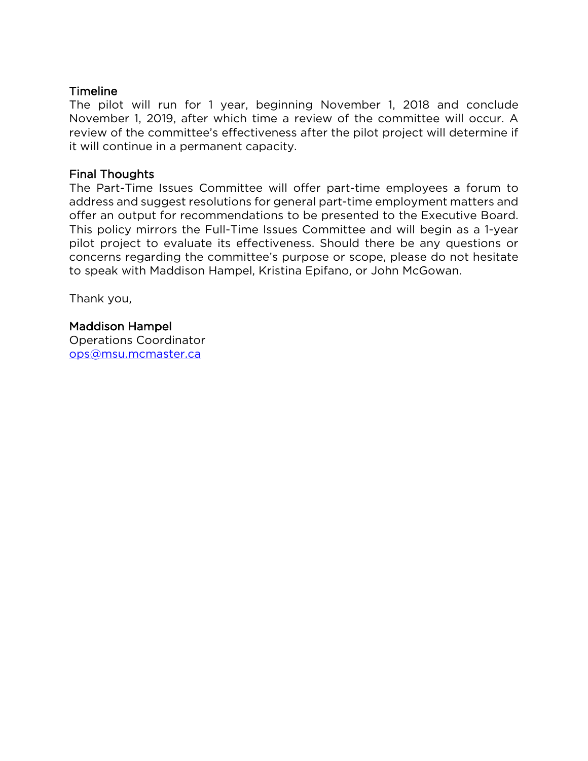## Timeline

The pilot will run for 1 year, beginning November 1, 2018 and conclude November 1, 2019, after which time a review of the committee will occur. A review of the committee's effectiveness after the pilot project will determine if it will continue in a permanent capacity.

## Final Thoughts

The Part-Time Issues Committee will offer part-time employees a forum to address and suggest resolutions for general part-time employment matters and offer an output for recommendations to be presented to the Executive Board. This policy mirrors the Full-Time Issues Committee and will begin as a 1-year pilot project to evaluate its effectiveness. Should there be any questions or concerns regarding the committee's purpose or scope, please do not hesitate to speak with Maddison Hampel, Kristina Epifano, or John McGowan.

Thank you,

Maddison Hampel
Operations Coordinator
ops@msu.mcmaster.ca